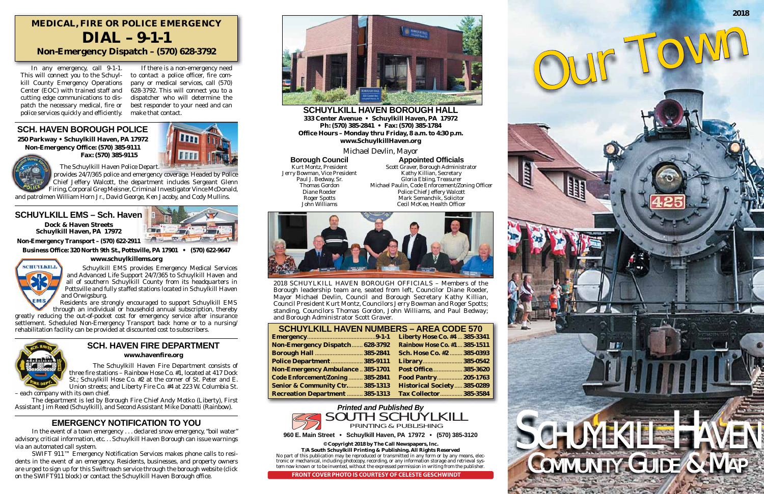## MEDICAL, FIRE OR POLICE EMERGENCY

# DIAL – 9-1-1

**Non-Emergency Dispatch – (570) 628-3792**

In any emergency, call 9-1-1. This will connect you to the Schuylkill County Emergency Operations Center (EOC) with trained staff and cutting edge communications to dispatch the necessary medical, fire or police services quickly and efficiently.

If there is a non-emergency need to contact a police officer, fire company or medical services, call (570) 628-3792. This will connect you to a dispatcher who will determine the best responder to your need and can make that contact.

## SCH. HAVEN BOROUGH POLICE

**250 Parkway • Schuylkill Haven, PA 17972**
**Non-Emergency Office: (570) 385-9111**
**Fax: (570) 385-9115**

The Schuylkill Haven Police Depart. provides 24/7/365 police and emergency coverage. Headed by Police Chief Jeffery Walcott, the department includes Sergeant Glenn Firing, Corporal Greg Meisner, Criminal Investigator Vince McDonald, and patrolmen William Horn Jr., David George, Ken Jacoby, and Cody Mullins.

## SCHUYLKILL EMS – Sch. Haven

**Dock & Haven Streets**
**Schuylkill Haven, PA 17972**
**Non-Emergency Transport – (570) 622-2911**
**Business Office: 320 North 9th St., Pottsville, PA 17901 • (570) 622-9647**
**www.schuylkillems.org**

Schuylkill EMS provides Emergency Medical Services and Advanced Life Support 24/7/365 to Schuylkill Haven and all of southern Schuylkill County from its headquarters in Pottsville and fully staffed stations located in Schuylkill Haven and Orwigsburg.

Residents are strongly encouraged to support Schuylkill EMS through an individual or household annual subscription, thereby greatly reducing the out-of-pocket cost for emergency service after insurance settlement. Scheduled Non-Emergency Transport back home or to a nursing/rehabilitation facility can be provided at discounted cost to subscribers.

## SCH. HAVEN FIRE DEPARTMENT

**www.havenfire.org**

The Schuylkill Haven Fire Department consists of three fire stations – Rainbow Hose Co. #1, located at 417 Dock St.; Schuylkill Hose Co. #2 at the corner of St. Peter and E. Union streets; and Liberty Fire Co. #4 at 223 W. Columbia St. – each company with its own chief.

The department is led by Borough Fire Chief Andy Motko (Liberty), First Assistant Jim Reed (Schuylkill), and Second Assistant Mike Donatti (Rainbow).

## EMERGENCY NOTIFICATION TO YOU

In the event of a town emergency . . . declared snow emergency, "boil water" advisory, critical information, etc. . . Schuylkill Haven Borough can issue warnings via an automated call system.

SWIFT 911™ Emergency Notification Services makes phone calls to residents in the event of an emergency. Residents, businesses, and property owners are urged to sign up for this Swiftreach service through the borough website (click on the SWIFT911 block) or contact the Schuylkill Haven Borough office.

## SCHUYLKILL HAVEN BOROUGH HALL

**333 Center Avenue • Schuylkill Haven, PA 17972**
**Ph: (570) 385-2841 • Fax: (570) 385-1784**
**Office Hours – Monday thru Friday, 8 a.m. to 4:30 p.m.**
**www.SchuylkillHaven.org**

*Michael Devlin, Mayor*

| Borough Council | Appointed Officials |
|---|---|
| Kurt Montz, President | Scott Graver, Borough Administrator |
| Jerry Bowman, Vice President | Kathy Killian, Secretary |
| Paul J. Bedway, Sr. | Gloria Ebling, Treasurer |
| Thomas Gordon | Michael Paulin, Code Enforcement/Zoning Officer |
| Diane Roeder | Police Chief Jeffery Walcott |
| Roger Spotts | Mark Semanchik, Solicitor |
| John Williams | Cecil McKee, Health Officer |

2018 SCHUYLKILL HAVEN BOROUGH OFFICIALS – Members of the Borough leadership team are, seated from left, Councilor Diane Roeder, Mayor Michael Devlin, Borough Secretary Kathy Killian, Council President Kurt Montz, Councilors Jerry Bowman and Roger Spotts; standing, Councilors Thomas Gordon, John Williams, and Paul Bedway; and Borough Administrator Scott Graver.

## SCHUYLKILL HAVEN NUMBERS – AREA CODE 570

| | | | |
|---|---|---|---|
| Emergency | 9-1-1 | Liberty Hose Co. #4 | 385-3341 |
| Non-Emergency Dispatch | 628-3792 | Rainbow Hose Co. #1 | 385-1511 |
| Borough Hall | 385-2841 | Sch. Hose Co. #2 | 385-0393 |
| Police Department | 385-9111 | Library | 385-0542 |
| Non-Emergency Ambulance | 385-1701 | Post Office | 385-3620 |
| Code Enforcement/Zoning | 385-2841 | Food Pantry | 205-1763 |
| Senior & Community Ctr. | 385-1313 | Historical Society | 385-0289 |
| Recreation Department | 385-1313 | Tax Collector | 385-3584 |

*Printed and Published By*
SOUTH SCHUYLKILL PRINTING & PUBLISHING
960 E. Main Street • Schuylkill Haven, PA 17972 • (570) 385-3120

**© Copyright 2018 by The Call Newspapers, Inc.**
**T/A South Schuylkill Printing & Publishing. All Rights Reserved**
No part of this publication may be reproduced or transmitted in any form or by any means, electronic or mechanical, including photocopy, recording, or any information storage and retrieval system now known or to be invented, without the expressed permission in writing from the publisher.

**FRONT COVER PHOTO IS COURTESY OF CELESTE GESCHWINDT**

2018

# Our Town

# SCHUYLKILL HAVEN COMMUNITY GUIDE & MAP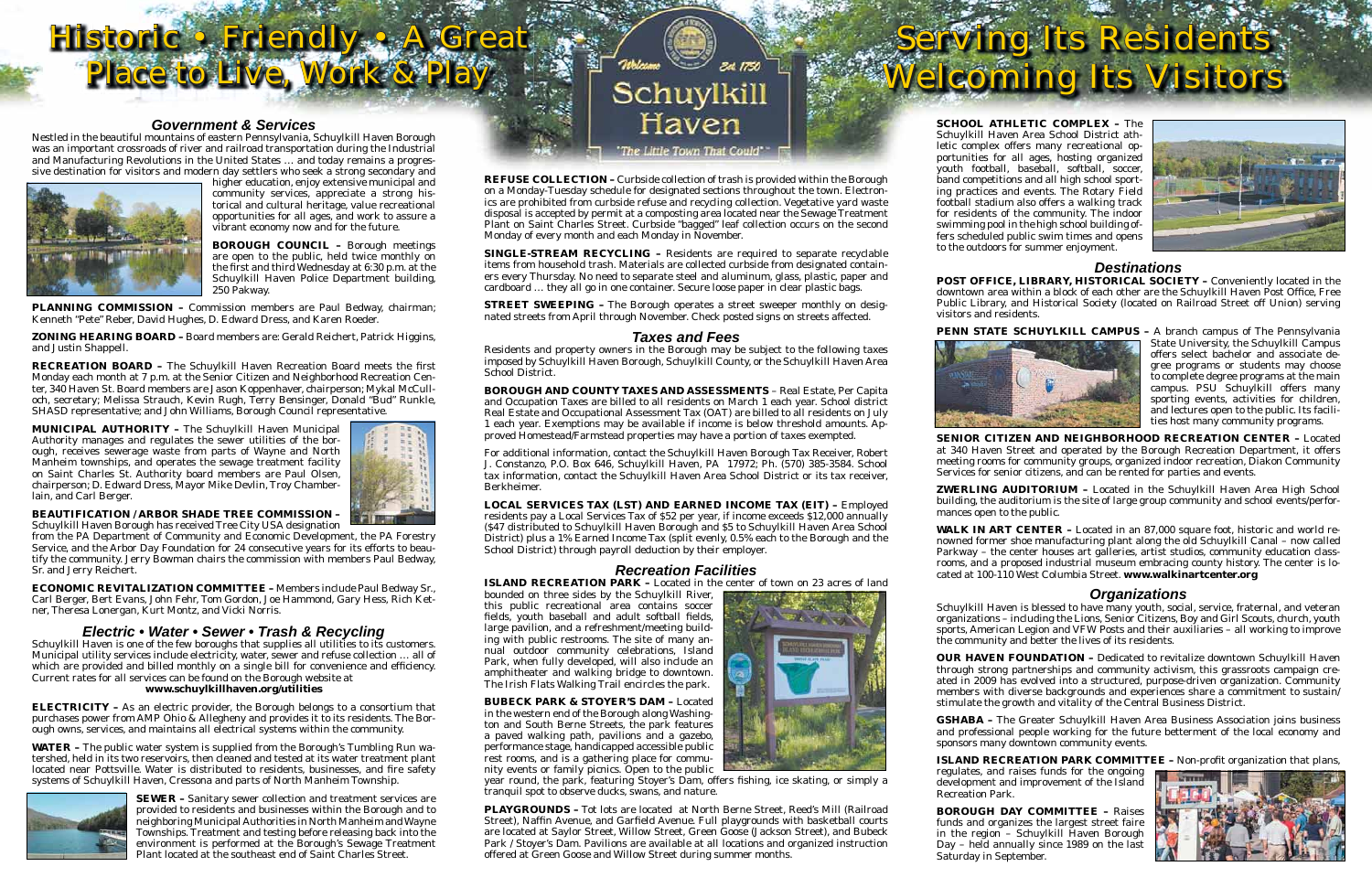# Historic • Friendly • A Great Place to Live, Work & Play

Welcome Schuylkill Haven Est. 1750
"The Little Town That Could"

# Serving Its Residents Welcoming Its Visitors

## *Government & Services*

Nestled in the beautiful mountains of eastern Pennsylvania, Schuylkill Haven Borough was an important crossroads of river and railroad transportation during the Industrial and Manufacturing Revolutions in the United States … and today remains a progressive destination for visitors and modern day settlers who seek a strong secondary and higher education, enjoy extensive municipal and community services, appreciate a strong historical and cultural heritage, value recreational opportunities for all ages, and work to assure a vibrant economy now and for the future.

**BOROUGH COUNCIL –** Borough meetings are open to the public, held twice monthly on the first and third Wednesday at 6:30 p.m. at the Schuylkill Haven Police Department building, 250 Pakway.

**PLANNING COMMISSION –** Commission members are Paul Bedway, chairman; Kenneth "Pete" Reber, David Hughes, D. Edward Dress, and Karen Roeder.

**ZONING HEARING BOARD –** Board members are: Gerald Reichert, Patrick Higgins, and Justin Shappell.

**RECREATION BOARD –** The Schuylkill Haven Recreation Board meets the first Monday each month at 7 p.m. at the Senior Citizen and Neighborhood Recreation Center, 340 Haven St. Board members are Jason Koppenhaver, chairperson; Mykal McCulloch, secretary; Melissa Strauch, Kevin Rugh, Terry Bensinger, Donald "Bud" Runkle, SHASD representative; and John Williams, Borough Council representative.

**MUNICIPAL AUTHORITY –** The Schuylkill Haven Municipal Authority manages and regulates the sewer utilities of the borough, receives sewerage waste from parts of Wayne and North Manheim townships, and operates the sewage treatment facility on Saint Charles St. Authority board members are Paul Olsen, chairperson; D. Edward Dress, Mayor Mike Devlin, Troy Chamberlain, and Carl Berger.

**BEAUTIFICATION / ARBOR SHADE TREE COMMISSION –** Schuylkill Haven Borough has received Tree City USA designation from the PA Department of Community and Economic Development, the PA Forestry Service, and the Arbor Day Foundation for 24 consecutive years for its efforts to beautify the community. Jerry Bowman chairs the commission with members Paul Bedway, Sr. and Jerry Reichert.

**ECONOMIC REVITALIZATION COMMITTEE –** Members include Paul Bedway Sr., Carl Berger, Bert Evans, John Fehr, Tom Gordon, Joe Hammond, Gary Hess, Rich Ketner, Theresa Lonergan, Kurt Montz, and Vicki Norris.

## *Electric • Water • Sewer • Trash & Recycling*

Schuylkill Haven is one of the few boroughs that supplies all utilities to its customers. Municipal utility services include electricity, water, sewer and refuse collection … all of which are provided and billed monthly on a single bill for convenience and efficiency. Current rates for all services can be found on the Borough website at

**www.schuylkillhaven.org/utilities**

**ELECTRICITY –** As an electric provider, the Borough belongs to a consortium that purchases power from AMP Ohio & Allegheny and provides it to its residents. The Borough owns, services, and maintains all electrical systems within the community.

**WATER –** The public water system is supplied from the Borough's Tumbling Run watershed, held in its two reservoirs, then cleaned and tested at its water treatment plant located near Pottsville. Water is distributed to residents, businesses, and fire safety systems of Schuylkill Haven, Cressona and parts of North Manheim Township.

**SEWER –** Sanitary sewer collection and treatment services are provided to residents and businesses within the Borough and to neighboring Municipal Authorities in North Manheim and Wayne Townships. Treatment and testing before releasing back into the environment is performed at the Borough's Sewage Treatment Plant located at the southeast end of Saint Charles Street.

**REFUSE COLLECTION –** Curbside collection of trash is provided within the Borough on a Monday-Tuesday schedule for designated sections throughout the town. Electronics are prohibited from curbside refuse and recycling collection. Vegetative yard waste disposal is accepted by permit at a composting area located near the Sewage Treatment Plant on Saint Charles Street. Curbside "bagged" leaf collection occurs on the second Monday of every month and each Monday in November.

**SINGLE-STREAM RECYCLING –** Residents are required to separate recyclable items from household trash. Materials are collected curbside from designated containers every Thursday. No need to separate steel and aluminum, glass, plastic, paper and cardboard … they all go in one container. Secure loose paper in clear plastic bags.

**STREET SWEEPING –** The Borough operates a street sweeper monthly on designated streets from April through November. Check posted signs on streets affected.

## *Taxes and Fees*

Residents and property owners in the Borough may be subject to the following taxes imposed by Schuylkill Haven Borough, Schuylkill County, or the Schuylkill Haven Area School District.

**BOROUGH AND COUNTY TAXES AND ASSESSMENTS** – Real Estate, Per Capita and Occupation Taxes are billed to all residents on March 1 each year. School district Real Estate and Occupational Assessment Tax (OAT) are billed to all residents on July 1 each year. Exemptions may be available if income is below threshold amounts. Approved Homestead/Farmstead properties may have a portion of taxes exempted.

For additional information, contact the Schuylkill Haven Borough Tax Receiver, Robert J. Constanzo, P.O. Box 646, Schuylkill Haven, PA 17972; Ph. (570) 385-3584. School tax information, contact the Schuylkill Haven Area School District or its tax receiver, Berkheimer.

**LOCAL SERVICES TAX (LST) AND EARNED INCOME TAX (EIT) –** Employed residents pay a Local Services Tax of $52 per year, if income exceeds $12,000 annually ($47 distributed to Schuylkill Haven Borough and $5 to Schuylkill Haven Area School District) plus a 1% Earned Income Tax (split evenly, 0.5% each to the Borough and the School District) through payroll deduction by their employer.

## *Recreation Facilities*

**ISLAND RECREATION PARK –** Located in the center of town on 23 acres of land bounded on three sides by the Schuylkill River, this public recreational area contains soccer fields, youth baseball and adult softball fields, large pavilion, and a refreshment/meeting building with public restrooms. The site of many annual outdoor community celebrations, Island Park, when fully developed, will also include an amphitheater and walking bridge to downtown. The Irish Flats Walking Trail encircles the park.

**BUBECK PARK & STOYER'S DAM –** Located in the western end of the Borough along Washington and South Berne Streets, the park features a paved walking path, pavilions and a gazebo, performance stage, handicapped accessible public rest rooms, and is a gathering place for community events or family picnics. Open to the public year round, the park, featuring Stoyer's Dam, offers fishing, ice skating, or simply a tranquil spot to observe ducks, swans, and nature.

**PLAYGROUNDS –** Tot lots are located at North Berne Street, Reed's Mill (Railroad Street), Naffin Avenue, and Garfield Avenue. Full playgrounds with basketball courts are located at Saylor Street, Willow Street, Green Goose (Jackson Street), and Bubeck Park / Stoyer's Dam. Pavilions are available at all locations and organized instruction offered at Green Goose and Willow Street during summer months.

**SCHOOL ATHLETIC COMPLEX –** The Schuylkill Haven Area School District athletic complex offers many recreational opportunities for all ages, hosting organized youth football, baseball, softball, soccer, band competitions and all high school sporting practices and events. The Rotary Field football stadium also offers a walking track for residents of the community. The indoor swimming pool in the high school building offers scheduled public swim times and opens to the outdoors for summer enjoyment.

## *Destinations*

**POST OFFICE, LIBRARY, HISTORICAL SOCIETY –** Conveniently located in the downtown area within a block of each other are the Schuylkill Haven Post Office, Free Public Library, and Historical Society (located on Railroad Street off Union) serving visitors and residents.

**PENN STATE SCHUYLKILL CAMPUS –** A branch campus of The Pennsylvania State University, the Schuylkill Campus offers select bachelor and associate degree programs or students may choose to complete degree programs at the main campus. PSU Schuylkill offers many sporting events, activities for children, and lectures open to the public. Its facilities host many community programs.

**SENIOR CITIZEN AND NEIGHBORHOOD RECREATION CENTER –** Located at 340 Haven Street and operated by the Borough Recreation Department, it offers meeting rooms for community groups, organized indoor recreation, Diakon Community Services for senior citizens, and can be rented for parties and events.

**ZWERLING AUDITORIUM –** Located in the Schuylkill Haven Area High School building, the auditorium is the site of large group community and school events/performances open to the public.

**WALK IN ART CENTER –** Located in an 87,000 square foot, historic and world renowned former shoe manufacturing plant along the old Schuylkill Canal – now called Parkway – the center houses art galleries, artist studios, community education classrooms, and a proposed industrial museum embracing county history. The center is located at 100-110 West Columbia Street. **www.walkinartcenter.org**

## *Organizations*

Schuylkill Haven is blessed to have many youth, social, service, fraternal, and veteran organizations – including the Lions, Senior Citizens, Boy and Girl Scouts, church, youth sports, American Legion and VFW Posts and their auxiliaries – all working to improve the community and better the lives of its residents.

**OUR HAVEN FOUNDATION –** Dedicated to revitalize downtown Schuylkill Haven through strong partnerships and community activism, this grassroots campaign created in 2009 has evolved into a structured, purpose-driven organization. Community members with diverse backgrounds and experiences share a commitment to sustain/stimulate the growth and vitality of the Central Business District.

**GSHABA –** The Greater Schuylkill Haven Area Business Association joins business and professional people working for the future betterment of the local economy and sponsors many downtown community events.

**ISLAND RECREATION PARK COMMITTEE –** Non-profit organization that plans, regulates, and raises funds for the ongoing development and improvement of the Island Recreation Park.

**BOROUGH DAY COMMITTEE –** Raises funds and organizes the largest street faire in the region – Schuylkill Haven Borough Day – held annually since 1989 on the last Saturday in September.